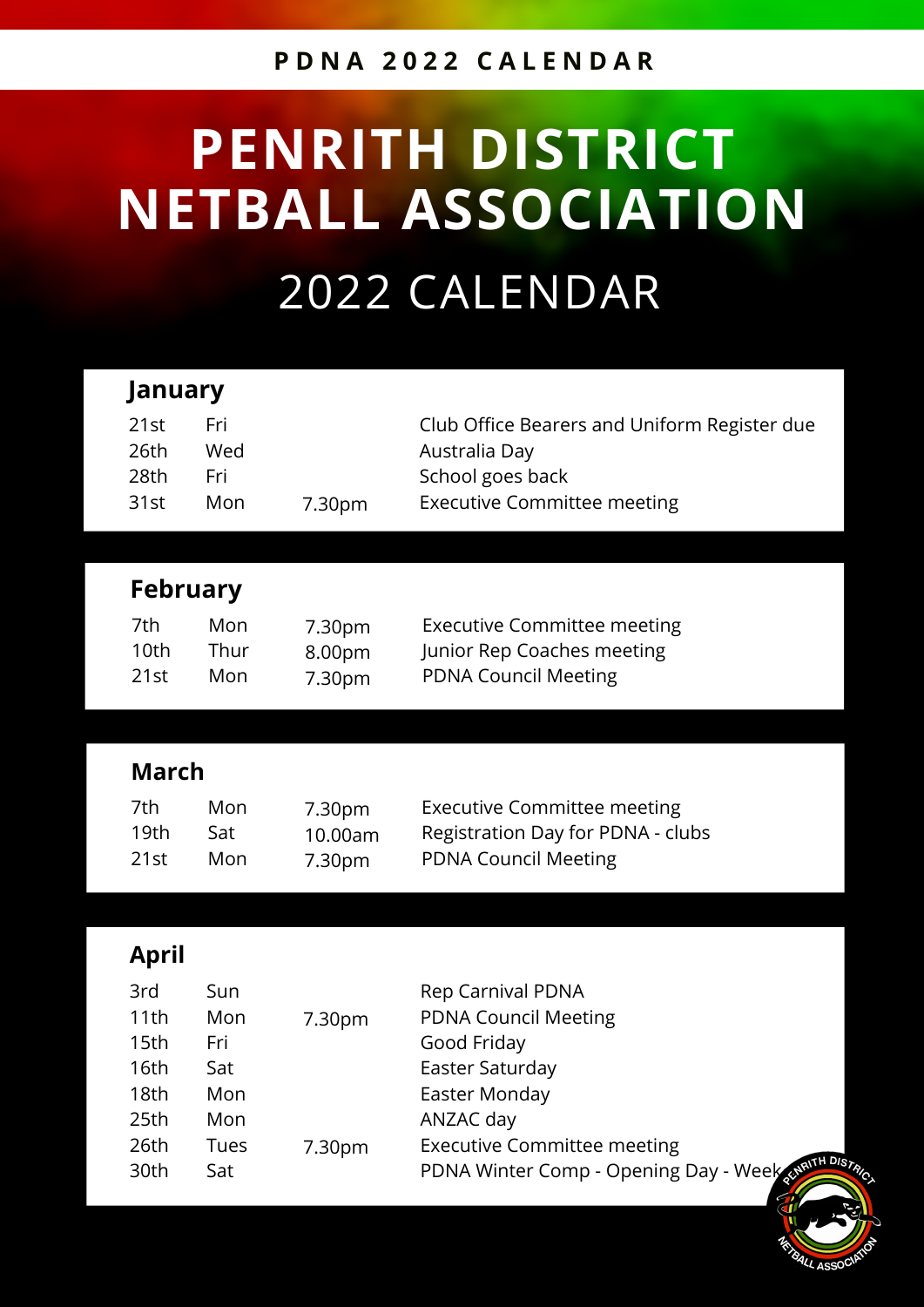PDNA 2022 CALENDAR

# PENRITH DISTRICT NETBALL ASSOCIATION

## 2022 CALENDAR

### January

| | | | |
|---|---|---|---|
| 21st | Fri | | Club Office Bearers and Uniform Register due |
| 26th | Wed | | Australia Day |
| 28th | Fri | | School goes back |
| 31st | Mon | 7.30pm | Executive Committee meeting |

### February

| | | | |
|---|---|---|---|
| 7th | Mon | 7.30pm | Executive Committee meeting |
| 10th | Thur | 8.00pm | Junior Rep Coaches meeting |
| 21st | Mon | 7.30pm | PDNA Council Meeting |

### March

| | | | |
|---|---|---|---|
| 7th | Mon | 7.30pm | Executive Committee meeting |
| 19th | Sat | 10.00am | Registration Day for PDNA - clubs |
| 21st | Mon | 7.30pm | PDNA Council Meeting |

### April

| | | | |
|---|---|---|---|
| 3rd | Sun | | Rep Carnival PDNA |
| 11th | Mon | 7.30pm | PDNA Council Meeting |
| 15th | Fri | | Good Friday |
| 16th | Sat | | Easter Saturday |
| 18th | Mon | | Easter Monday |
| 25th | Mon | | ANZAC day |
| 26th | Tues | 7.30pm | Executive Committee meeting |
| 30th | Sat | | PDNA Winter Comp - Opening Day - Week |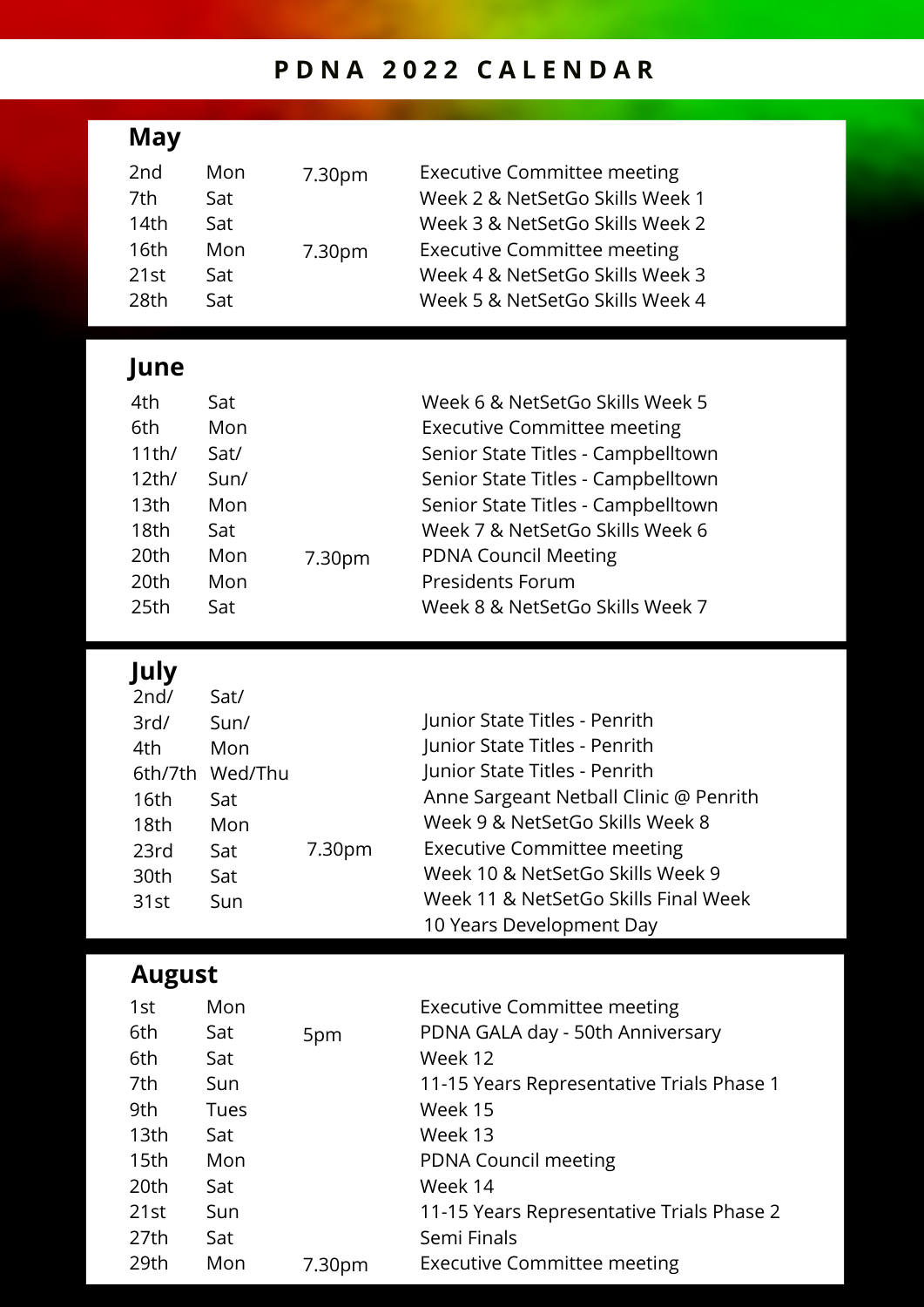# PDNA 2022 CALENDAR

## May

| | | | |
|---|---|---|---|
| 2nd | Mon | 7.30pm | Executive Committee meeting |
| 7th | Sat | | Week 2 & NetSetGo Skills Week 1 |
| 14th | Sat | | Week 3 & NetSetGo Skills Week 2 |
| 16th | Mon | 7.30pm | Executive Committee meeting |
| 21st | Sat | | Week 4 & NetSetGo Skills Week 3 |
| 28th | Sat | | Week 5 & NetSetGo Skills Week 4 |

## June

| | | | |
|---|---|---|---|
| 4th | Sat | | Week 6 & NetSetGo Skills Week 5 |
| 6th | Mon | | Executive Committee meeting |
| 11th/ | Sat/ | | Senior State Titles - Campbelltown |
| 12th/ | Sun/ | | Senior State Titles - Campbelltown |
| 13th | Mon | | Senior State Titles - Campbelltown |
| 18th | Sat | | Week 7 & NetSetGo Skills Week 6 |
| 20th | Mon | 7.30pm | PDNA Council Meeting |
| 20th | Mon | | Presidents Forum |
| 25th | Sat | | Week 8 & NetSetGo Skills Week 7 |

## July

| | | | |
|---|---|---|---|
| 2nd/ | Sat/ | | |
| 3rd/ | Sun/ | | Junior State Titles - Penrith |
| 4th | Mon | | Junior State Titles - Penrith |
| 6th/7th | Wed/Thu | | Junior State Titles - Penrith |
| 16th | Sat | | Anne Sargeant Netball Clinic @ Penrith |
| 18th | Mon | | Week 9 & NetSetGo Skills Week 8 |
| 23rd | Sat | 7.30pm | Executive Committee meeting |
| 30th | Sat | | Week 10 & NetSetGo Skills Week 9 |
| 31st | Sun | | Week 11 & NetSetGo Skills Final Week |
| | | | 10 Years Development Day |

## August

| | | | |
|---|---|---|---|
| 1st | Mon | | Executive Committee meeting |
| 6th | Sat | 5pm | PDNA GALA day - 50th Anniversary |
| 6th | Sat | | Week 12 |
| 7th | Sun | | 11-15 Years Representative Trials Phase 1 |
| 9th | Tues | | Week 15 |
| 13th | Sat | | Week 13 |
| 15th | Mon | | PDNA Council meeting |
| 20th | Sat | | Week 14 |
| 21st | Sun | | 11-15 Years Representative Trials Phase 2 |
| 27th | Sat | | Semi Finals |
| 29th | Mon | 7.30pm | Executive Committee meeting |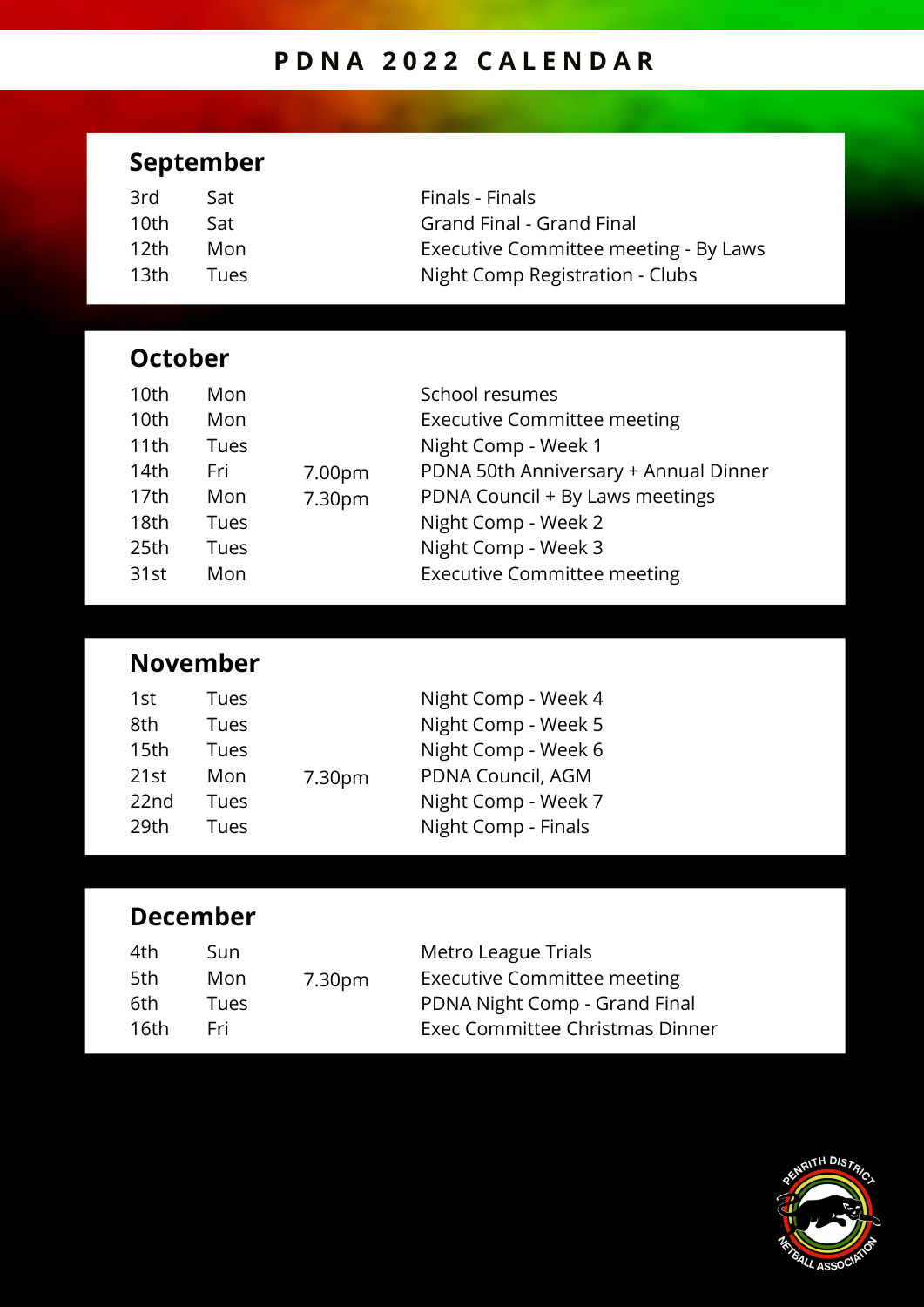# PDNA 2022 CALENDAR

## September

| | | | |
|---|---|---|---|
| 3rd | Sat | | Finals - Finals |
| 10th | Sat | | Grand Final - Grand Final |
| 12th | Mon | | Executive Committee meeting - By Laws |
| 13th | Tues | | Night Comp Registration - Clubs |

## October

| | | | |
|---|---|---|---|
| 10th | Mon | | School resumes |
| 10th | Mon | | Executive Committee meeting |
| 11th | Tues | | Night Comp - Week 1 |
| 14th | Fri | 7.00pm | PDNA 50th Anniversary + Annual Dinner |
| 17th | Mon | 7.30pm | PDNA Council + By Laws meetings |
| 18th | Tues | | Night Comp - Week 2 |
| 25th | Tues | | Night Comp - Week 3 |
| 31st | Mon | | Executive Committee meeting |

## November

| | | | |
|---|---|---|---|
| 1st | Tues | | Night Comp - Week 4 |
| 8th | Tues | | Night Comp - Week 5 |
| 15th | Tues | | Night Comp - Week 6 |
| 21st | Mon | 7.30pm | PDNA Council, AGM |
| 22nd | Tues | | Night Comp - Week 7 |
| 29th | Tues | | Night Comp - Finals |

## December

| | | | |
|---|---|---|---|
| 4th | Sun | | Metro League Trials |
| 5th | Mon | 7.30pm | Executive Committee meeting |
| 6th | Tues | | PDNA Night Comp - Grand Final |
| 16th | Fri | | Exec Committee Christmas Dinner |